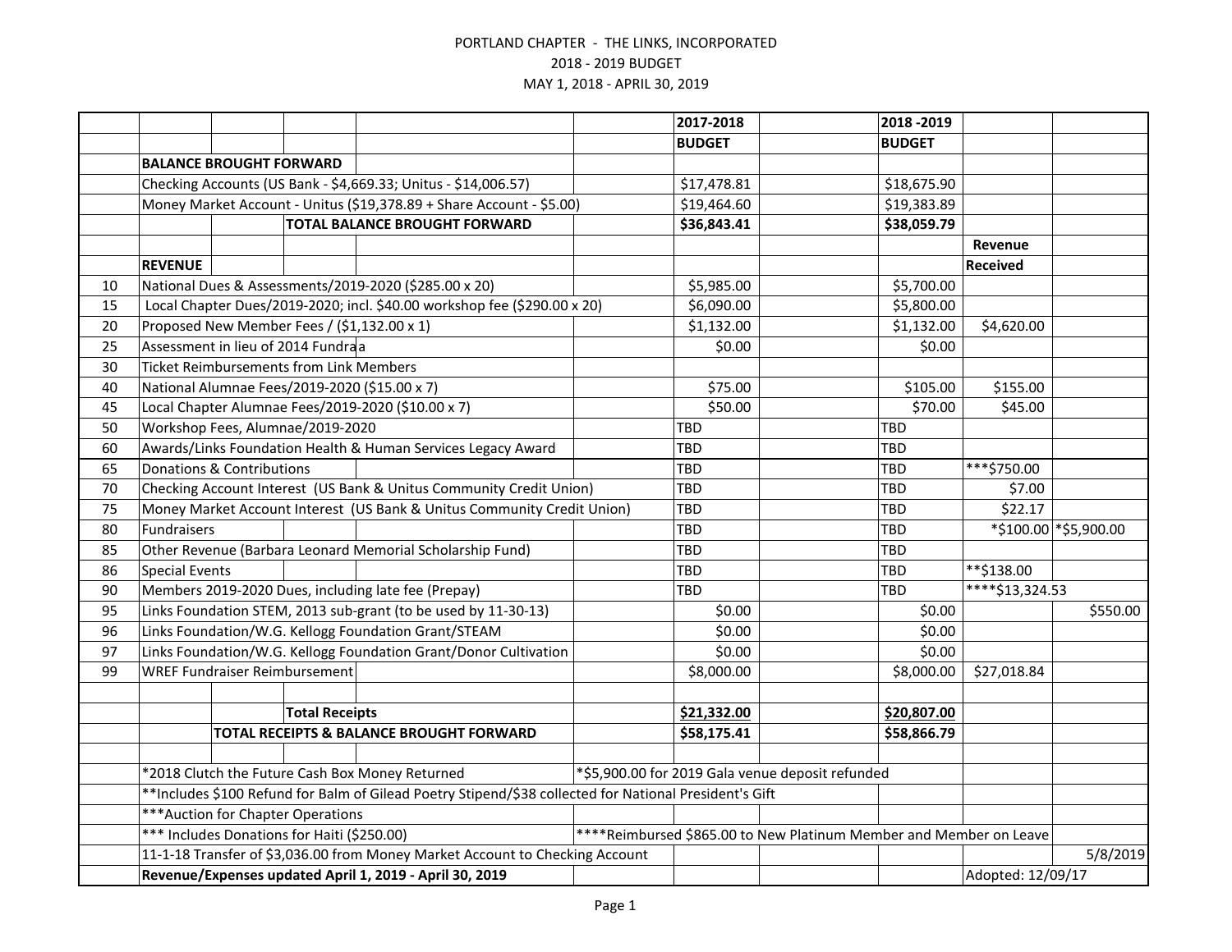PORTLAND CHAPTER - THE LINKS, INCORPORATED
2018 - 2019 BUDGET
MAY 1, 2018 - APRIL 30, 2019

| | | 2017-2018 BUDGET | 2018 -2019 BUDGET | Revenue Received | |
|---|---|---|---|---|---|
| | **BALANCE BROUGHT FORWARD** | | | | |
| | Checking Accounts (US Bank - $4,669.33; Unitus - $14,006.57) | $17,478.81 | $18,675.90 | | |
| | Money Market Account - Unitus ($19,378.89 + Share Account - $5.00) | $19,464.60 | $19,383.89 | | |
| | **TOTAL BALANCE BROUGHT FORWARD** | **$36,843.41** | **$38,059.79** | | |
| | **REVENUE** | | | | |
| 10 | National Dues & Assessments/2019-2020 ($285.00 x 20) | $5,985.00 | $5,700.00 | | |
| 15 | Local Chapter Dues/2019-2020; incl. $40.00 workshop fee ($290.00 x 20) | $6,090.00 | $5,800.00 | | |
| 20 | Proposed New Member Fees / ($1,132.00 x 1) | $1,132.00 | $1,132.00 | $4,620.00 | |
| 25 | Assessment in lieu of 2014 Fundraa | $0.00 | $0.00 | | |
| 30 | Ticket Reimbursements from Link Members | | | | |
| 40 | National Alumnae Fees/2019-2020 ($15.00 x 7) | $75.00 | $105.00 | $155.00 | |
| 45 | Local Chapter Alumnae Fees/2019-2020 ($10.00 x 7) | $50.00 | $70.00 | $45.00 | |
| 50 | Workshop Fees, Alumnae/2019-2020 | TBD | TBD | | |
| 60 | Awards/Links Foundation Health & Human Services Legacy Award | TBD | TBD | | |
| 65 | Donations & Contributions | TBD | TBD | ***$750.00 | |
| 70 | Checking Account Interest (US Bank & Unitus Community Credit Union) | TBD | TBD | $7.00 | |
| 75 | Money Market Account Interest (US Bank & Unitus Community Credit Union) | TBD | TBD | $22.17 | |
| 80 | Fundraisers | TBD | TBD | *$100.00 | *$5,900.00 |
| 85 | Other Revenue (Barbara Leonard Memorial Scholarship Fund) | TBD | TBD | | |
| 86 | Special Events | TBD | TBD | **$138.00 | |
| 90 | Members 2019-2020 Dues, including late fee (Prepay) | TBD | TBD | ****$13,324.53 | |
| 95 | Links Foundation STEM, 2013 sub-grant (to be used by 11-30-13) | $0.00 | $0.00 | | $550.00 |
| 96 | Links Foundation/W.G. Kellogg Foundation Grant/STEAM | $0.00 | $0.00 | | |
| 97 | Links Foundation/W.G. Kellogg Foundation Grant/Donor Cultivation | $0.00 | $0.00 | | |
| 99 | WREF Fundraiser Reimbursement | $8,000.00 | $8,000.00 | $27,018.84 | |
| | | | | | |
| | **Total Receipts** | **$21,332.00** | **$20,807.00** | | |
| | **TOTAL RECEIPTS & BALANCE BROUGHT FORWARD** | **$58,175.41** | **$58,866.79** | | |
| | | | | | |
| | *2018 Clutch the Future Cash Box Money Returned | *$5,900.00 for 2019 Gala venue deposit refunded | | | |
| | **Includes $100 Refund for Balm of Gilead Poetry Stipend/$38 collected for National President's Gift | | | | |
| | ***Auction for Chapter Operations | | | | |
| | *** Includes Donations for Haiti ($250.00) | ****Reimbursed $865.00 to New Platinum Member and Member on Leave | | | |
| | 11-1-18 Transfer of $3,036.00 from Money Market Account to Checking Account | | | | 5/8/2019 |
| | **Revenue/Expenses updated April 1, 2019 - April 30, 2019** | | | Adopted: 12/09/17 | |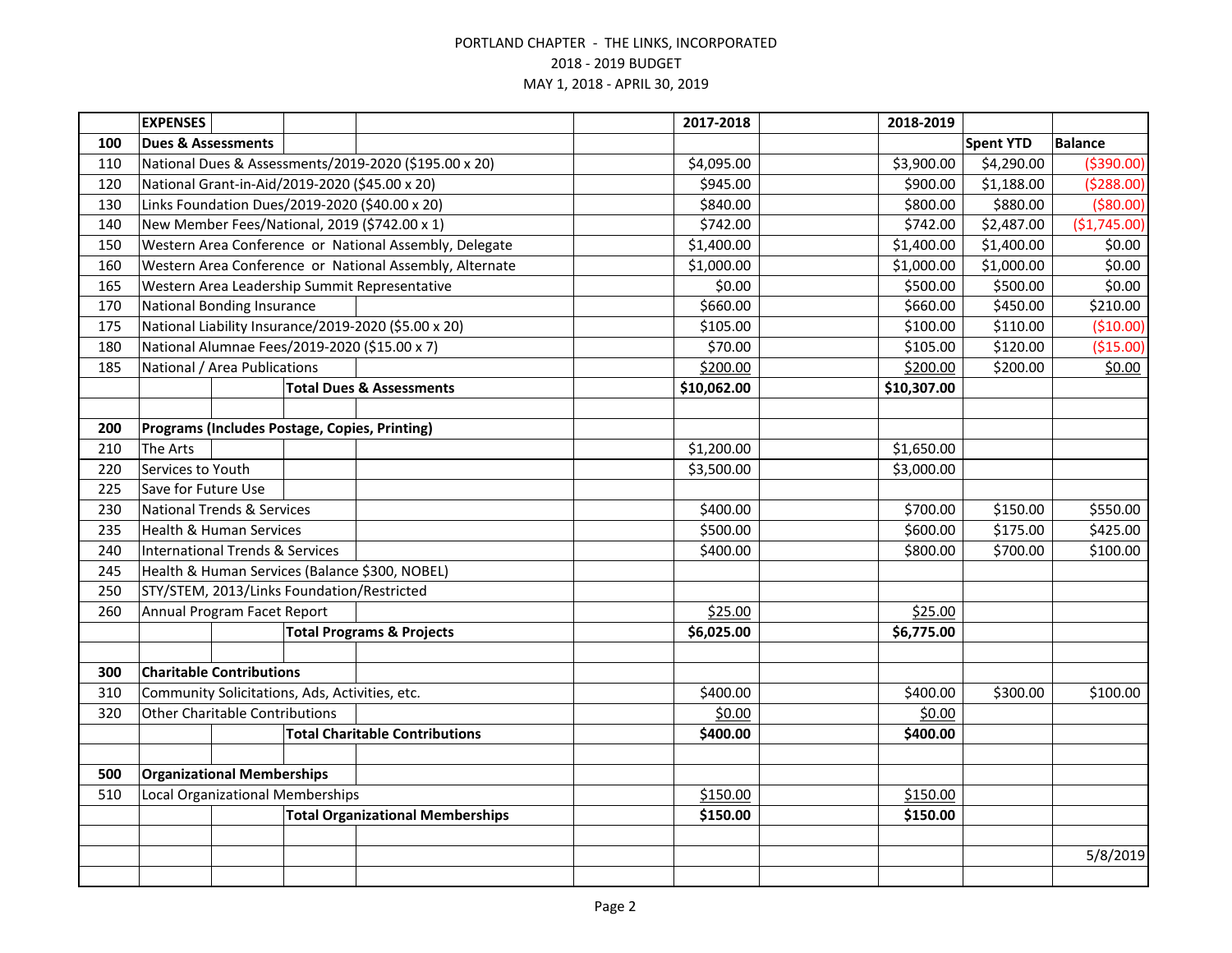PORTLAND CHAPTER - THE LINKS, INCORPORATED
2018 - 2019 BUDGET
MAY 1, 2018 - APRIL 30, 2019

| | EXPENSES | 2017-2018 | 2018-2019 | | |
|---|---|---|---|---|---|
| 100 | **Dues & Assessments** | | | **Spent YTD** | **Balance** |
| 110 | National Dues & Assessments/2019-2020 ($195.00 x 20) | $4,095.00 | $3,900.00 | $4,290.00 | ($390.00) |
| 120 | National Grant-in-Aid/2019-2020 ($45.00 x 20) | $945.00 | $900.00 | $1,188.00 | ($288.00) |
| 130 | Links Foundation Dues/2019-2020 ($40.00 x 20) | $840.00 | $800.00 | $880.00 | ($80.00) |
| 140 | New Member Fees/National, 2019 ($742.00 x 1) | $742.00 | $742.00 | $2,487.00 | ($1,745.00) |
| 150 | Western Area Conference or National Assembly, Delegate | $1,400.00 | $1,400.00 | $1,400.00 | $0.00 |
| 160 | Western Area Conference or National Assembly, Alternate | $1,000.00 | $1,000.00 | $1,000.00 | $0.00 |
| 165 | Western Area Leadership Summit Representative | $0.00 | $500.00 | $500.00 | $0.00 |
| 170 | National Bonding Insurance | $660.00 | $660.00 | $450.00 | $210.00 |
| 175 | National Liability Insurance/2019-2020 ($5.00 x 20) | $105.00 | $100.00 | $110.00 | ($10.00) |
| 180 | National Alumnae Fees/2019-2020 ($15.00 x 7) | $70.00 | $105.00 | $120.00 | ($15.00) |
| 185 | National / Area Publications | $200.00 | $200.00 | $200.00 | $0.00 |
| | **Total Dues & Assessments** | **$10,062.00** | **$10,307.00** | | |
| | | | | | |
| 200 | **Programs (Includes Postage, Copies, Printing)** | | | | |
| 210 | The Arts | $1,200.00 | $1,650.00 | | |
| 220 | Services to Youth | $3,500.00 | $3,000.00 | | |
| 225 | Save for Future Use | | | | |
| 230 | National Trends & Services | $400.00 | $700.00 | $150.00 | $550.00 |
| 235 | Health & Human Services | $500.00 | $600.00 | $175.00 | $425.00 |
| 240 | International Trends & Services | $400.00 | $800.00 | $700.00 | $100.00 |
| 245 | Health & Human Services (Balance $300, NOBEL) | | | | |
| 250 | STY/STEM, 2013/Links Foundation/Restricted | | | | |
| 260 | Annual Program Facet Report | $25.00 | $25.00 | | |
| | **Total Programs & Projects** | **$6,025.00** | **$6,775.00** | | |
| | | | | | |
| 300 | **Charitable Contributions** | | | | |
| 310 | Community Solicitations, Ads, Activities, etc. | $400.00 | $400.00 | $300.00 | $100.00 |
| 320 | Other Charitable Contributions | $0.00 | $0.00 | | |
| | **Total Charitable Contributions** | **$400.00** | **$400.00** | | |
| | | | | | |
| 500 | **Organizational Memberships** | | | | |
| 510 | Local Organizational Memberships | $150.00 | $150.00 | | |
| | **Total Organizational Memberships** | **$150.00** | **$150.00** | | |
| | | | | | |
| | | | | | 5/8/2019 |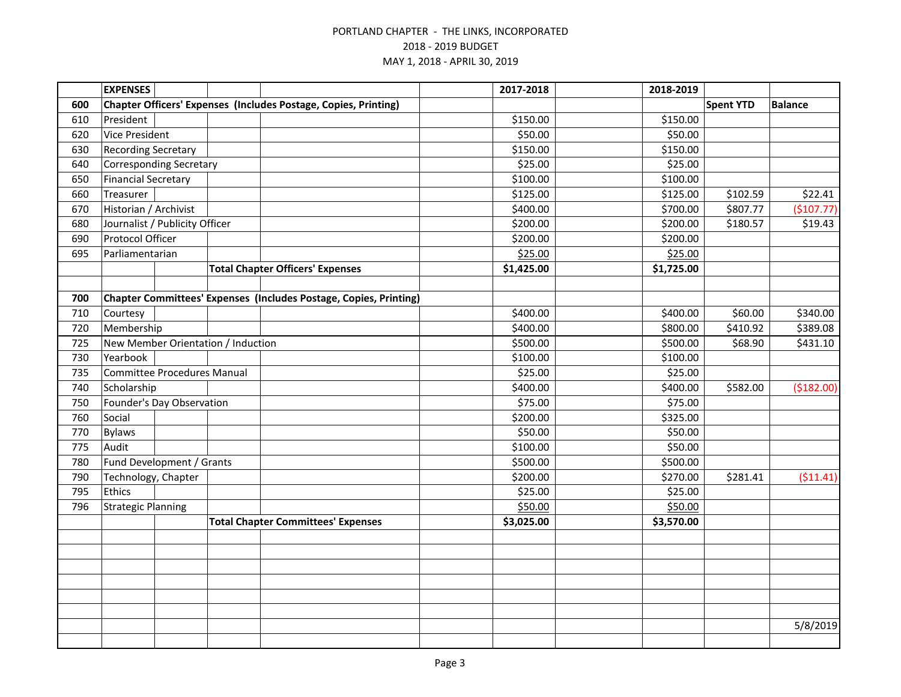PORTLAND CHAPTER - THE LINKS, INCORPORATED

2018 - 2019 BUDGET

MAY 1, 2018 - APRIL 30, 2019

| | EXPENSES | 2017-2018 | 2018-2019 | | |
|---|---|---|---|---|---|
| **600** | **Chapter Officers' Expenses (Includes Postage, Copies, Printing)** | | | **Spent YTD** | **Balance** |
| 610 | President | $150.00 | $150.00 | | |
| 620 | Vice President | $50.00 | $50.00 | | |
| 630 | Recording Secretary | $150.00 | $150.00 | | |
| 640 | Corresponding Secretary | $25.00 | $25.00 | | |
| 650 | Financial Secretary | $100.00 | $100.00 | | |
| 660 | Treasurer | $125.00 | $125.00 | $102.59 | $22.41 |
| 670 | Historian / Archivist | $400.00 | $700.00 | $807.77 | ($107.77) |
| 680 | Journalist / Publicity Officer | $200.00 | $200.00 | $180.57 | $19.43 |
| 690 | Protocol Officer | $200.00 | $200.00 | | |
| 695 | Parliamentarian | $25.00 | $25.00 | | |
| | **Total Chapter Officers' Expenses** | **$1,425.00** | **$1,725.00** | | |
| | | | | | |
| **700** | **Chapter Committees' Expenses (Includes Postage, Copies, Printing)** | | | | |
| 710 | Courtesy | $400.00 | $400.00 | $60.00 | $340.00 |
| 720 | Membership | $400.00 | $800.00 | $410.92 | $389.08 |
| 725 | New Member Orientation / Induction | $500.00 | $500.00 | $68.90 | $431.10 |
| 730 | Yearbook | $100.00 | $100.00 | | |
| 735 | Committee Procedures Manual | $25.00 | $25.00 | | |
| 740 | Scholarship | $400.00 | $400.00 | $582.00 | ($182.00) |
| 750 | Founder's Day Observation | $75.00 | $75.00 | | |
| 760 | Social | $200.00 | $325.00 | | |
| 770 | Bylaws | $50.00 | $50.00 | | |
| 775 | Audit | $100.00 | $50.00 | | |
| 780 | Fund Development / Grants | $500.00 | $500.00 | | |
| 790 | Technology, Chapter | $200.00 | $270.00 | $281.41 | ($11.41) |
| 795 | Ethics | $25.00 | $25.00 | | |
| 796 | Strategic Planning | $50.00 | $50.00 | | |
| | **Total Chapter Committees' Expenses** | **$3,025.00** | **$3,570.00** | | |
| | | | | | 5/8/2019 |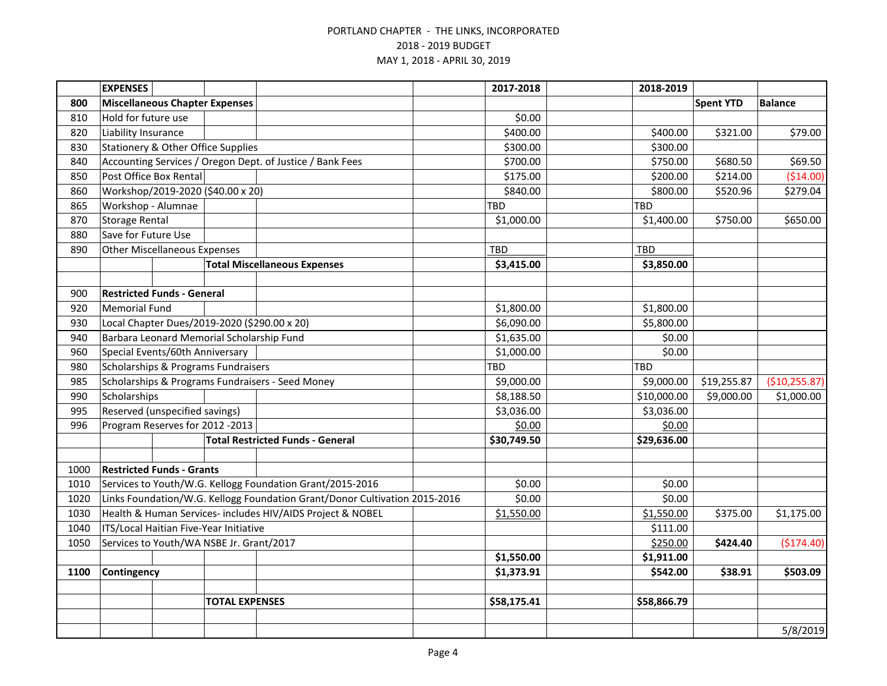PORTLAND CHAPTER - THE LINKS, INCORPORATED

2018 - 2019 BUDGET

MAY 1, 2018 - APRIL 30, 2019

| | EXPENSES | 2017-2018 | 2018-2019 | Spent YTD | Balance |
|---|---|---|---|---|---|
| 800 | **Miscellaneous Chapter Expenses** | | | | |
| 810 | Hold for future use | $0.00 | | | |
| 820 | Liability Insurance | $400.00 | $400.00 | $321.00 | $79.00 |
| 830 | Stationery & Other Office Supplies | $300.00 | $300.00 | | |
| 840 | Accounting Services / Oregon Dept. of Justice / Bank Fees | $700.00 | $750.00 | $680.50 | $69.50 |
| 850 | Post Office Box Rental | $175.00 | $200.00 | $214.00 | ($14.00) |
| 860 | Workshop/2019-2020 ($40.00 x 20) | $840.00 | $800.00 | $520.96 | $279.04 |
| 865 | Workshop - Alumnae | TBD | TBD | | |
| 870 | Storage Rental | $1,000.00 | $1,400.00 | $750.00 | $650.00 |
| 880 | Save for Future Use | | | | |
| 890 | Other Miscellaneous Expenses | TBD | TBD | | |
| | **Total Miscellaneous Expenses** | **$3,415.00** | **$3,850.00** | | |
| | | | | | |
| 900 | **Restricted Funds - General** | | | | |
| 920 | Memorial Fund | $1,800.00 | $1,800.00 | | |
| 930 | Local Chapter Dues/2019-2020 ($290.00 x 20) | $6,090.00 | $5,800.00 | | |
| 940 | Barbara Leonard Memorial Scholarship Fund | $1,635.00 | $0.00 | | |
| 960 | Special Events/60th Anniversary | $1,000.00 | $0.00 | | |
| 980 | Scholarships & Programs Fundraisers | TBD | TBD | | |
| 985 | Scholarships & Programs Fundraisers - Seed Money | $9,000.00 | $9,000.00 | $19,255.87 | ($10,255.87) |
| 990 | Scholarships | $8,188.50 | $10,000.00 | $9,000.00 | $1,000.00 |
| 995 | Reserved (unspecified savings) | $3,036.00 | $3,036.00 | | |
| 996 | Program Reserves for 2012 -2013 | $0.00 | $0.00 | | |
| | **Total Restricted Funds - General** | **$30,749.50** | **$29,636.00** | | |
| | | | | | |
| 1000 | **Restricted Funds - Grants** | | | | |
| 1010 | Services to Youth/W.G. Kellogg Foundation Grant/2015-2016 | $0.00 | $0.00 | | |
| 1020 | Links Foundation/W.G. Kellogg Foundation Grant/Donor Cultivation 2015-2016 | $0.00 | $0.00 | | |
| 1030 | Health & Human Services- includes HIV/AIDS Project & NOBEL | $1,550.00 | $1,550.00 | $375.00 | $1,175.00 |
| 1040 | ITS/Local Haitian Five-Year Initiative | | $111.00 | | |
| 1050 | Services to Youth/WA NSBE Jr. Grant/2017 | | $250.00 | **$424.40** | ($174.40) |
| | | **$1,550.00** | **$1,911.00** | | |
| **1100** | **Contingency** | **$1,373.91** | **$542.00** | **$38.91** | **$503.09** |
| | | | | | |
| | **TOTAL EXPENSES** | **$58,175.41** | **$58,866.79** | | |
| | | | | | |
| | | | | | 5/8/2019 |